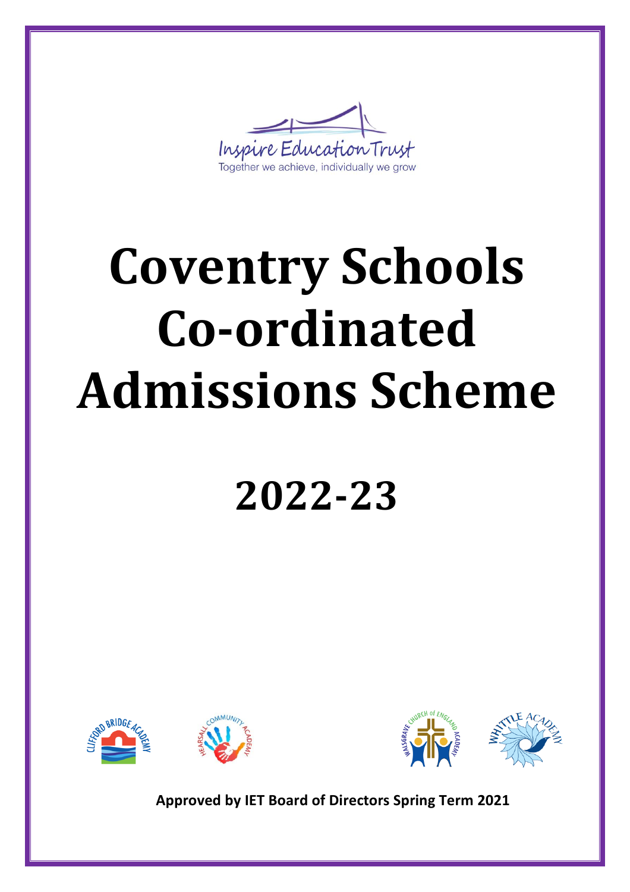Inspire Education Trust

Together we achieve, individually we grow

# Coventry Schools Co-ordinated Admissions Scheme

# 2022-23

**Approved by IET Board of Directors Spring Term 2021**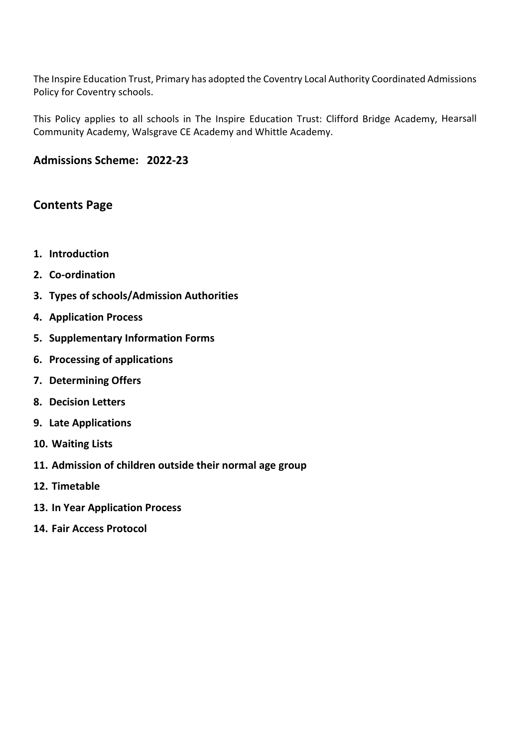The Inspire Education Trust, Primary has adopted the Coventry Local Authority Coordinated Admissions Policy for Coventry schools.

This Policy applies to all schools in The Inspire Education Trust: Clifford Bridge Academy, Hearsall Community Academy, Walsgrave CE Academy and Whittle Academy.

## Admissions Scheme: 2022-23

## Contents Page

1. **Introduction**
2. **Co-ordination**
3. **Types of schools/Admission Authorities**
4. **Application Process**
5. **Supplementary Information Forms**
6. **Processing of applications**
7. **Determining Offers**
8. **Decision Letters**
9. **Late Applications**
10. **Waiting Lists**
11. **Admission of children outside their normal age group**
12. **Timetable**
13. **In Year Application Process**
14. **Fair Access Protocol**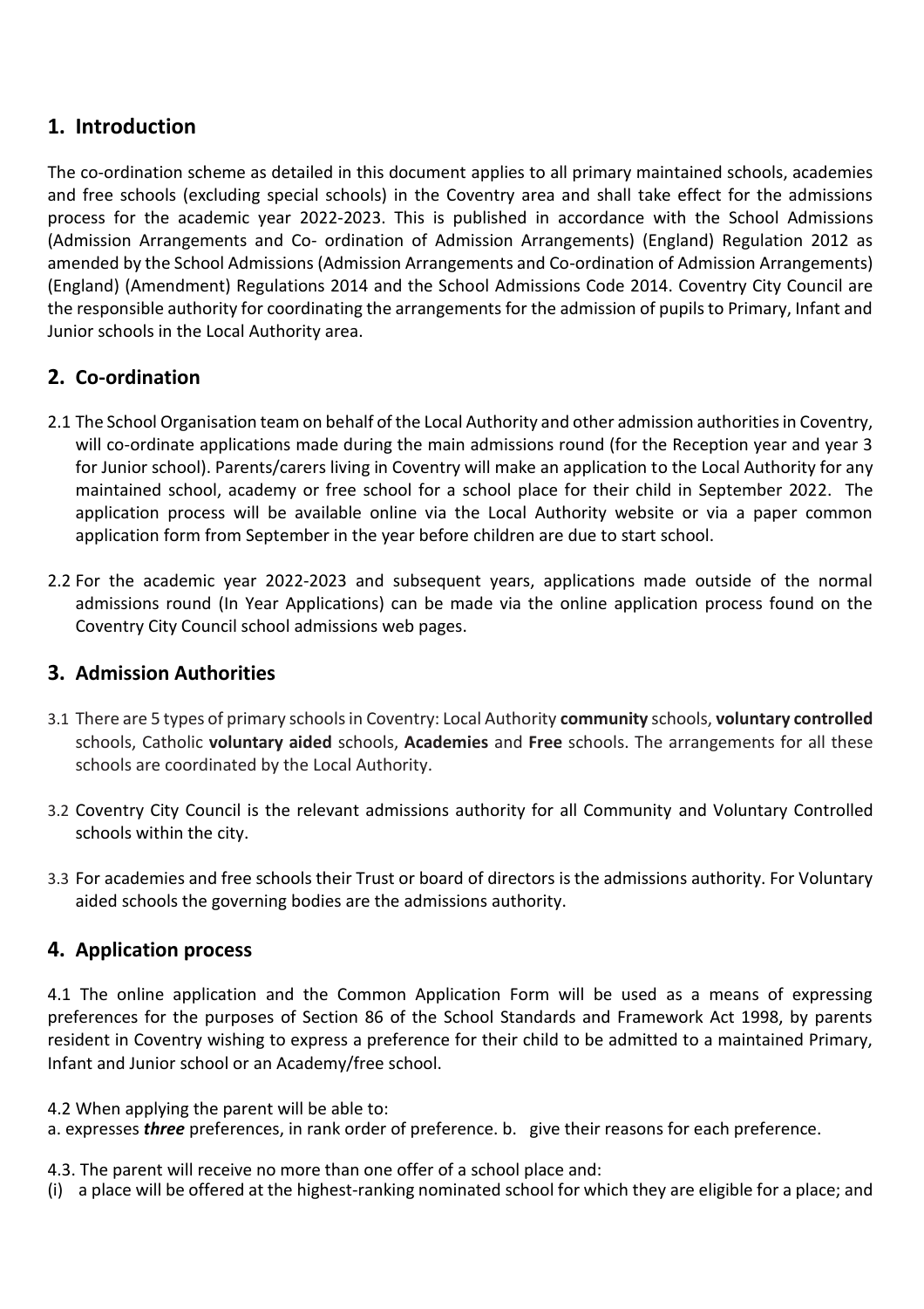## 1. Introduction

The co-ordination scheme as detailed in this document applies to all primary maintained schools, academies and free schools (excluding special schools) in the Coventry area and shall take effect for the admissions process for the academic year 2022-2023. This is published in accordance with the School Admissions (Admission Arrangements and Co- ordination of Admission Arrangements) (England) Regulation 2012 as amended by the School Admissions (Admission Arrangements and Co-ordination of Admission Arrangements) (England) (Amendment) Regulations 2014 and the School Admissions Code 2014. Coventry City Council are the responsible authority for coordinating the arrangements for the admission of pupils to Primary, Infant and Junior schools in the Local Authority area.

## 2. Co-ordination

2.1 The School Organisation team on behalf of the Local Authority and other admission authorities in Coventry, will co-ordinate applications made during the main admissions round (for the Reception year and year 3 for Junior school). Parents/carers living in Coventry will make an application to the Local Authority for any maintained school, academy or free school for a school place for their child in September 2022. The application process will be available online via the Local Authority website or via a paper common application form from September in the year before children are due to start school.

2.2 For the academic year 2022-2023 and subsequent years, applications made outside of the normal admissions round (In Year Applications) can be made via the online application process found on the Coventry City Council school admissions web pages.

## 3. Admission Authorities

3.1 There are 5 types of primary schools in Coventry: Local Authority **community** schools, **voluntary controlled** schools, Catholic **voluntary aided** schools, **Academies** and **Free** schools. The arrangements for all these schools are coordinated by the Local Authority.

3.2 Coventry City Council is the relevant admissions authority for all Community and Voluntary Controlled schools within the city.

3.3 For academies and free schools their Trust or board of directors is the admissions authority. For Voluntary aided schools the governing bodies are the admissions authority.

## 4. Application process

4.1 The online application and the Common Application Form will be used as a means of expressing preferences for the purposes of Section 86 of the School Standards and Framework Act 1998, by parents resident in Coventry wishing to express a preference for their child to be admitted to a maintained Primary, Infant and Junior school or an Academy/free school.

4.2 When applying the parent will be able to:
a. expresses ***three*** preferences, in rank order of preference. b. give their reasons for each preference.

4.3. The parent will receive no more than one offer of a school place and:
(i) a place will be offered at the highest-ranking nominated school for which they are eligible for a place; and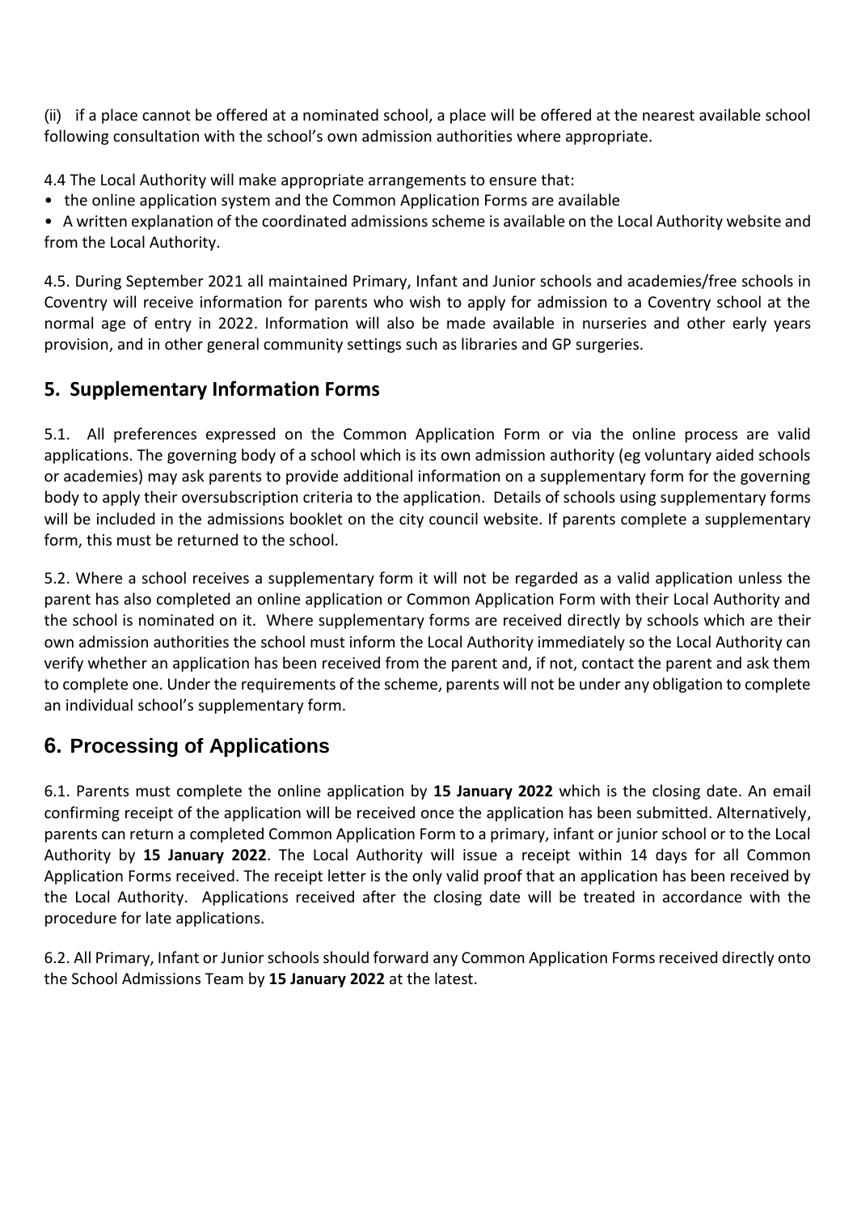(ii) if a place cannot be offered at a nominated school, a place will be offered at the nearest available school following consultation with the school's own admission authorities where appropriate.

4.4 The Local Authority will make appropriate arrangements to ensure that:

- the online application system and the Common Application Forms are available
- A written explanation of the coordinated admissions scheme is available on the Local Authority website and from the Local Authority.

4.5. During September 2021 all maintained Primary, Infant and Junior schools and academies/free schools in Coventry will receive information for parents who wish to apply for admission to a Coventry school at the normal age of entry in 2022. Information will also be made available in nurseries and other early years provision, and in other general community settings such as libraries and GP surgeries.

## 5. Supplementary Information Forms

5.1. All preferences expressed on the Common Application Form or via the online process are valid applications. The governing body of a school which is its own admission authority (eg voluntary aided schools or academies) may ask parents to provide additional information on a supplementary form for the governing body to apply their oversubscription criteria to the application. Details of schools using supplementary forms will be included in the admissions booklet on the city council website. If parents complete a supplementary form, this must be returned to the school.

5.2. Where a school receives a supplementary form it will not be regarded as a valid application unless the parent has also completed an online application or Common Application Form with their Local Authority and the school is nominated on it. Where supplementary forms are received directly by schools which are their own admission authorities the school must inform the Local Authority immediately so the Local Authority can verify whether an application has been received from the parent and, if not, contact the parent and ask them to complete one. Under the requirements of the scheme, parents will not be under any obligation to complete an individual school's supplementary form.

## 6. Processing of Applications

6.1. Parents must complete the online application by **15 January 2022** which is the closing date. An email confirming receipt of the application will be received once the application has been submitted. Alternatively, parents can return a completed Common Application Form to a primary, infant or junior school or to the Local Authority by **15 January 2022**. The Local Authority will issue a receipt within 14 days for all Common Application Forms received. The receipt letter is the only valid proof that an application has been received by the Local Authority. Applications received after the closing date will be treated in accordance with the procedure for late applications.

6.2. All Primary, Infant or Junior schools should forward any Common Application Forms received directly onto the School Admissions Team by **15 January 2022** at the latest.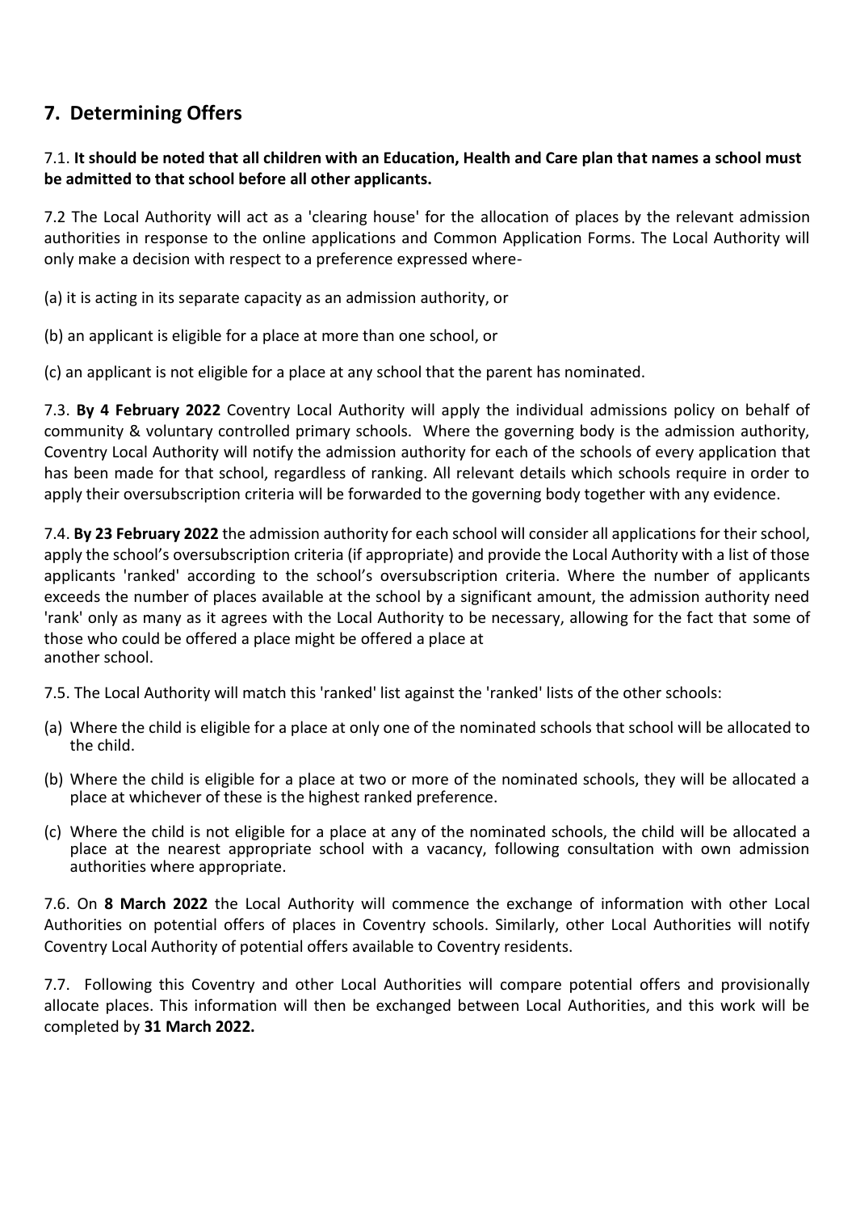## 7. Determining Offers

7.1. **It should be noted that all children with an Education, Health and Care plan that names a school must be admitted to that school before all other applicants.**

7.2 The Local Authority will act as a 'clearing house' for the allocation of places by the relevant admission authorities in response to the online applications and Common Application Forms. The Local Authority will only make a decision with respect to a preference expressed where-

(a) it is acting in its separate capacity as an admission authority, or

(b) an applicant is eligible for a place at more than one school, or

(c) an applicant is not eligible for a place at any school that the parent has nominated.

7.3. **By 4 February 2022** Coventry Local Authority will apply the individual admissions policy on behalf of community & voluntary controlled primary schools. Where the governing body is the admission authority, Coventry Local Authority will notify the admission authority for each of the schools of every application that has been made for that school, regardless of ranking. All relevant details which schools require in order to apply their oversubscription criteria will be forwarded to the governing body together with any evidence.

7.4. **By 23 February 2022** the admission authority for each school will consider all applications for their school, apply the school's oversubscription criteria (if appropriate) and provide the Local Authority with a list of those applicants 'ranked' according to the school's oversubscription criteria. Where the number of applicants exceeds the number of places available at the school by a significant amount, the admission authority need 'rank' only as many as it agrees with the Local Authority to be necessary, allowing for the fact that some of those who could be offered a place might be offered a place at another school.

7.5. The Local Authority will match this 'ranked' list against the 'ranked' lists of the other schools:

(a) Where the child is eligible for a place at only one of the nominated schools that school will be allocated to the child.

(b) Where the child is eligible for a place at two or more of the nominated schools, they will be allocated a place at whichever of these is the highest ranked preference.

(c) Where the child is not eligible for a place at any of the nominated schools, the child will be allocated a place at the nearest appropriate school with a vacancy, following consultation with own admission authorities where appropriate.

7.6. On **8 March 2022** the Local Authority will commence the exchange of information with other Local Authorities on potential offers of places in Coventry schools. Similarly, other Local Authorities will notify Coventry Local Authority of potential offers available to Coventry residents.

7.7. Following this Coventry and other Local Authorities will compare potential offers and provisionally allocate places. This information will then be exchanged between Local Authorities, and this work will be completed by **31 March 2022.**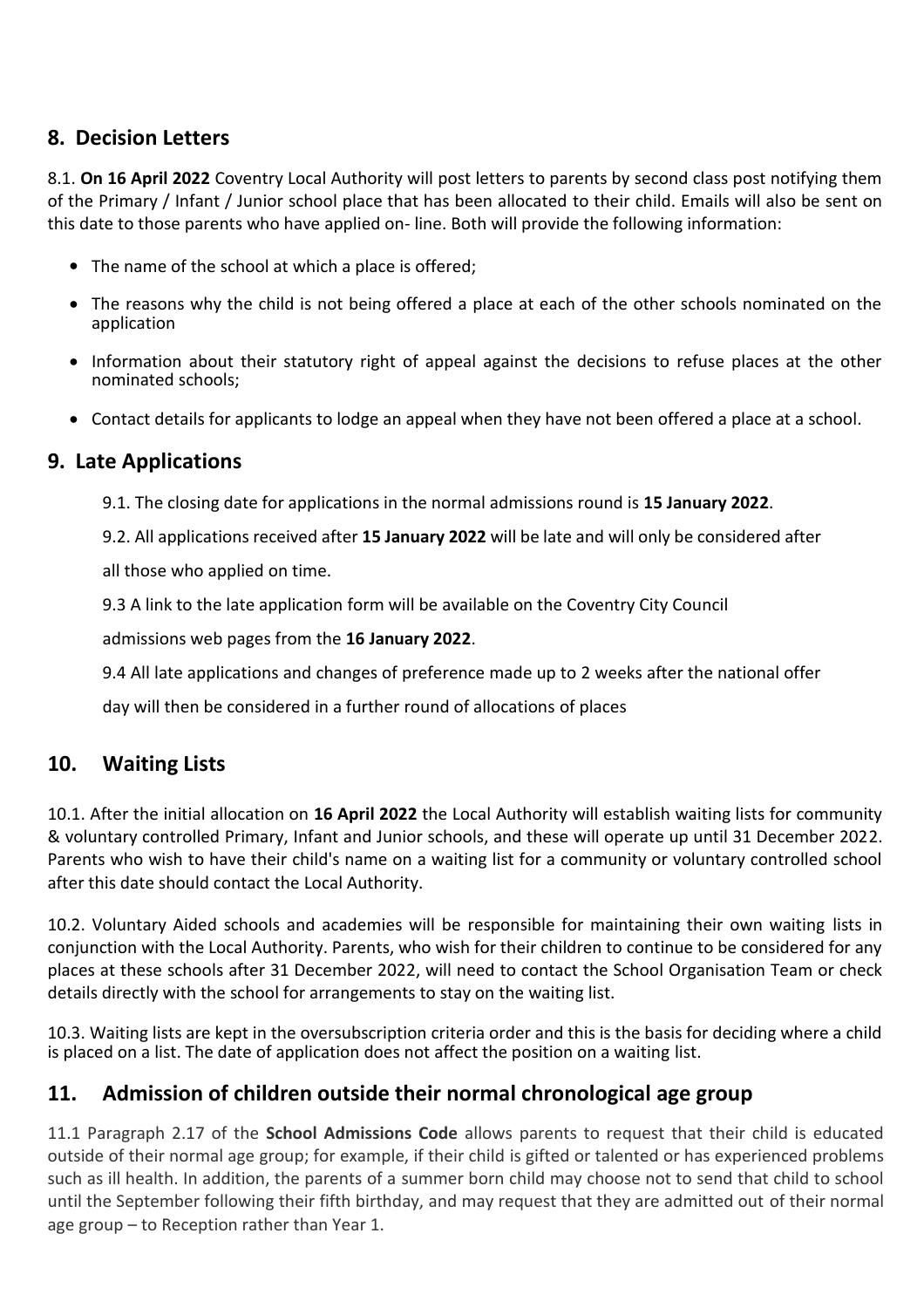## 8. Decision Letters

8.1. **On 16 April 2022** Coventry Local Authority will post letters to parents by second class post notifying them of the Primary / Infant / Junior school place that has been allocated to their child. Emails will also be sent on this date to those parents who have applied on- line. Both will provide the following information:

- The name of the school at which a place is offered;
- The reasons why the child is not being offered a place at each of the other schools nominated on the application
- Information about their statutory right of appeal against the decisions to refuse places at the other nominated schools;
- Contact details for applicants to lodge an appeal when they have not been offered a place at a school.

## 9. Late Applications

9.1. The closing date for applications in the normal admissions round is **15 January 2022**.

9.2. All applications received after **15 January 2022** will be late and will only be considered after all those who applied on time.

9.3 A link to the late application form will be available on the Coventry City Council admissions web pages from the **16 January 2022**.

9.4 All late applications and changes of preference made up to 2 weeks after the national offer day will then be considered in a further round of allocations of places

## 10. Waiting Lists

10.1. After the initial allocation on **16 April 2022** the Local Authority will establish waiting lists for community & voluntary controlled Primary, Infant and Junior schools, and these will operate up until 31 December 2022. Parents who wish to have their child's name on a waiting list for a community or voluntary controlled school after this date should contact the Local Authority.

10.2. Voluntary Aided schools and academies will be responsible for maintaining their own waiting lists in conjunction with the Local Authority. Parents, who wish for their children to continue to be considered for any places at these schools after 31 December 2022, will need to contact the School Organisation Team or check details directly with the school for arrangements to stay on the waiting list.

10.3. Waiting lists are kept in the oversubscription criteria order and this is the basis for deciding where a child is placed on a list. The date of application does not affect the position on a waiting list.

## 11. Admission of children outside their normal chronological age group

11.1 Paragraph 2.17 of the **School Admissions Code** allows parents to request that their child is educated outside of their normal age group; for example, if their child is gifted or talented or has experienced problems such as ill health. In addition, the parents of a summer born child may choose not to send that child to school until the September following their fifth birthday, and may request that they are admitted out of their normal age group – to Reception rather than Year 1.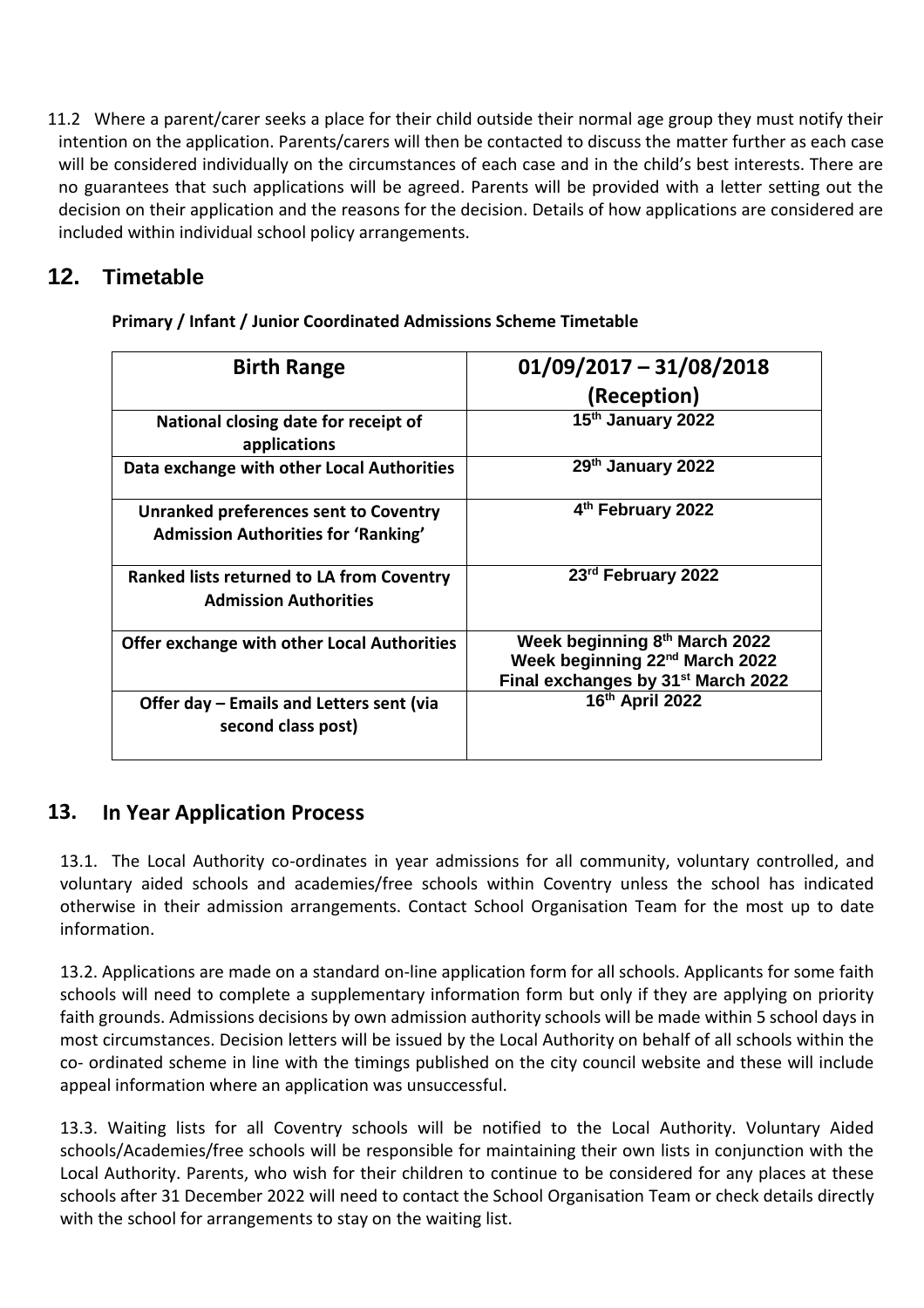11.2 Where a parent/carer seeks a place for their child outside their normal age group they must notify their intention on the application. Parents/carers will then be contacted to discuss the matter further as each case will be considered individually on the circumstances of each case and in the child's best interests. There are no guarantees that such applications will be agreed. Parents will be provided with a letter setting out the decision on their application and the reasons for the decision. Details of how applications are considered are included within individual school policy arrangements.

## 12. Timetable

**Primary / Infant / Junior Coordinated Admissions Scheme Timetable**

| Birth Range | 01/09/2017 – 31/08/2018 (Reception) |
|---|---|
| National closing date for receipt of applications | 15th January 2022 |
| Data exchange with other Local Authorities | 29th January 2022 |
| Unranked preferences sent to Coventry Admission Authorities for 'Ranking' | 4th February 2022 |
| Ranked lists returned to LA from Coventry Admission Authorities | 23rd February 2022 |
| Offer exchange with other Local Authorities | Week beginning 8th March 2022<br>Week beginning 22nd March 2022<br>Final exchanges by 31st March 2022 |
| Offer day – Emails and Letters sent (via second class post) | 16th April 2022 |

## 13. In Year Application Process

13.1. The Local Authority co-ordinates in year admissions for all community, voluntary controlled, and voluntary aided schools and academies/free schools within Coventry unless the school has indicated otherwise in their admission arrangements. Contact School Organisation Team for the most up to date information.

13.2. Applications are made on a standard on-line application form for all schools. Applicants for some faith schools will need to complete a supplementary information form but only if they are applying on priority faith grounds. Admissions decisions by own admission authority schools will be made within 5 school days in most circumstances. Decision letters will be issued by the Local Authority on behalf of all schools within the co- ordinated scheme in line with the timings published on the city council website and these will include appeal information where an application was unsuccessful.

13.3. Waiting lists for all Coventry schools will be notified to the Local Authority. Voluntary Aided schools/Academies/free schools will be responsible for maintaining their own lists in conjunction with the Local Authority. Parents, who wish for their children to continue to be considered for any places at these schools after 31 December 2022 will need to contact the School Organisation Team or check details directly with the school for arrangements to stay on the waiting list.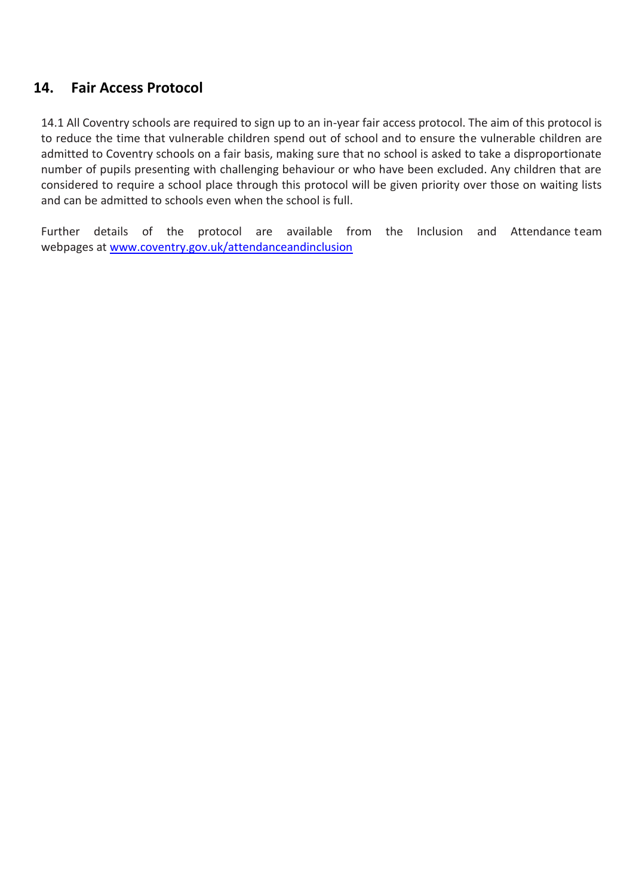## 14. Fair Access Protocol

14.1 All Coventry schools are required to sign up to an in-year fair access protocol. The aim of this protocol is to reduce the time that vulnerable children spend out of school and to ensure the vulnerable children are admitted to Coventry schools on a fair basis, making sure that no school is asked to take a disproportionate number of pupils presenting with challenging behaviour or who have been excluded. Any children that are considered to require a school place through this protocol will be given priority over those on waiting lists and can be admitted to schools even when the school is full.

Further details of the protocol are available from the Inclusion and Attendance team webpages at [www.coventry.gov.uk/attendanceandinclusion](http://www.coventry.gov.uk/attendanceandinclusion)